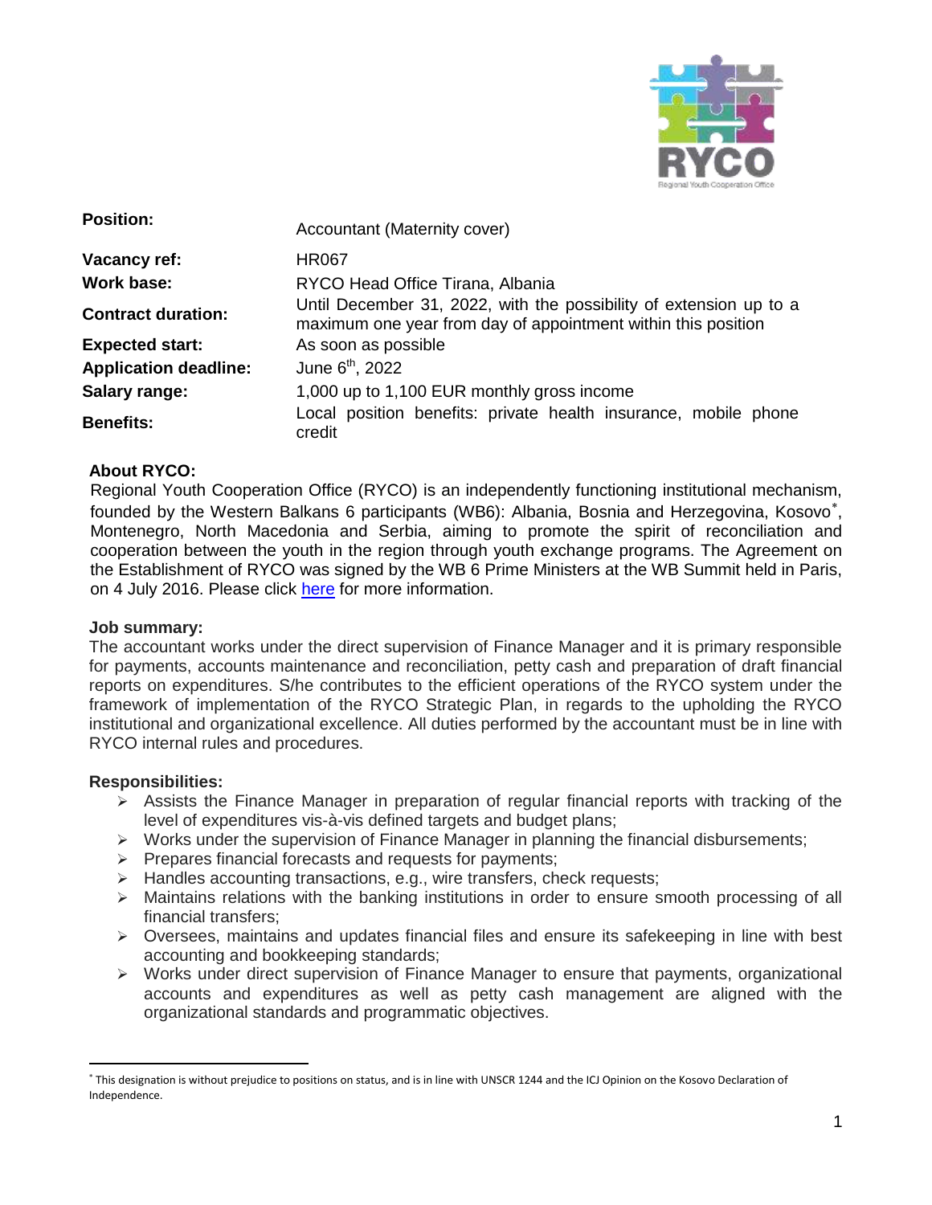| Position: | Accountant (Maternity cover) |
| --- | --- |
| Vacancy ref: | HR067 |
| Work base: | RYCO Head Office Tirana, Albania |
| Contract duration: | Until December 31, 2022, with the possibility of extension up to a maximum one year from day of appointment within this position |
| Expected start: | As soon as possible |
| Application deadline: | June 6th, 2022 |
| Salary range: | 1,000 up to 1,100 EUR monthly gross income |
| Benefits: | Local position benefits: private health insurance, mobile phone credit |

**About RYCO:**

Regional Youth Cooperation Office (RYCO) is an independently functioning institutional mechanism, founded by the Western Balkans 6 participants (WB6): Albania, Bosnia and Herzegovina, Kosovo*, Montenegro, North Macedonia and Serbia, aiming to promote the spirit of reconciliation and cooperation between the youth in the region through youth exchange programs. The Agreement on the Establishment of RYCO was signed by the WB 6 Prime Ministers at the WB Summit held in Paris, on 4 July 2016. Please click here for more information.

**Job summary:**

The accountant works under the direct supervision of Finance Manager and it is primary responsible for payments, accounts maintenance and reconciliation, petty cash and preparation of draft financial reports on expenditures. S/he contributes to the efficient operations of the RYCO system under the framework of implementation of the RYCO Strategic Plan, in regards to the upholding the RYCO institutional and organizational excellence. All duties performed by the accountant must be in line with RYCO internal rules and procedures.

**Responsibilities:**

- Assists the Finance Manager in preparation of regular financial reports with tracking of the level of expenditures vis-à-vis defined targets and budget plans;
- Works under the supervision of Finance Manager in planning the financial disbursements;
- Prepares financial forecasts and requests for payments;
- Handles accounting transactions, e.g., wire transfers, check requests;
- Maintains relations with the banking institutions in order to ensure smooth processing of all financial transfers;
- Oversees, maintains and updates financial files and ensure its safekeeping in line with best accounting and bookkeeping standards;
- Works under direct supervision of Finance Manager to ensure that payments, organizational accounts and expenditures as well as petty cash management are aligned with the organizational standards and programmatic objectives.

* This designation is without prejudice to positions on status, and is in line with UNSCR 1244 and the ICJ Opinion on the Kosovo Declaration of Independence.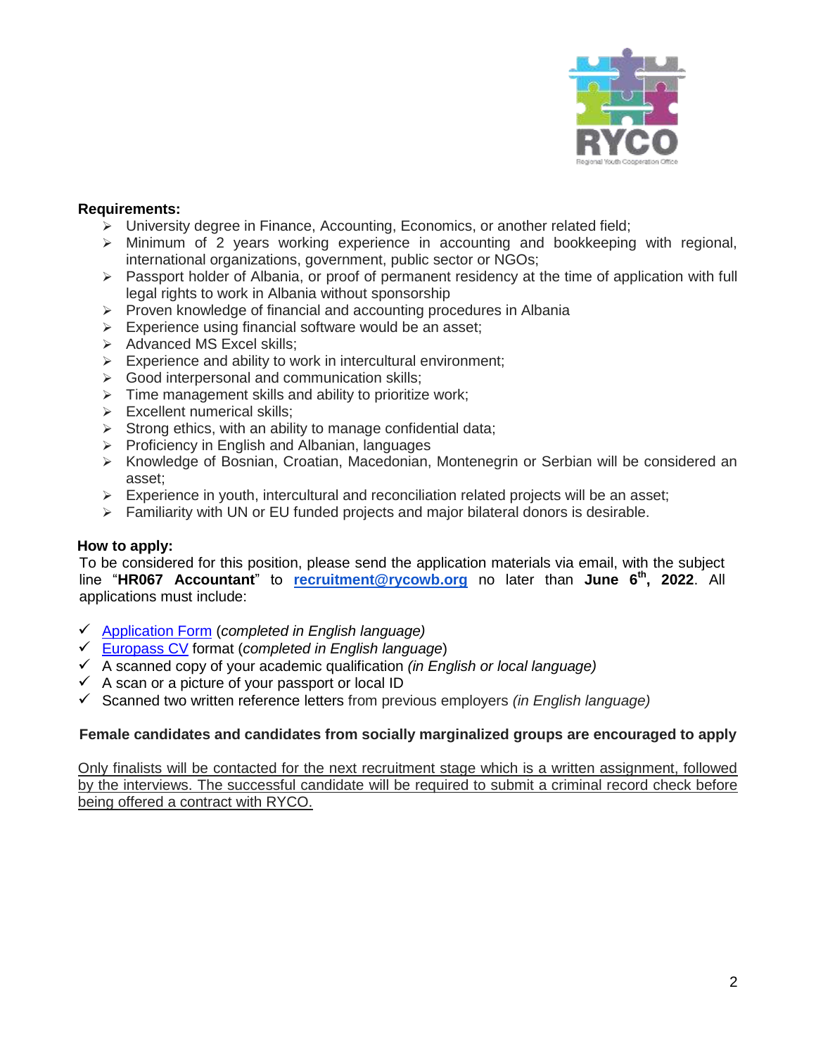**Requirements:**

- University degree in Finance, Accounting, Economics, or another related field;
- Minimum of 2 years working experience in accounting and bookkeeping with regional, international organizations, government, public sector or NGOs;
- Passport holder of Albania, or proof of permanent residency at the time of application with full legal rights to work in Albania without sponsorship
- Proven knowledge of financial and accounting procedures in Albania
- Experience using financial software would be an asset;
- Advanced MS Excel skills;
- Experience and ability to work in intercultural environment;
- Good interpersonal and communication skills;
- Time management skills and ability to prioritize work;
- Excellent numerical skills;
- Strong ethics, with an ability to manage confidential data;
- Proficiency in English and Albanian, languages
- Knowledge of Bosnian, Croatian, Macedonian, Montenegrin or Serbian will be considered an asset;
- Experience in youth, intercultural and reconciliation related projects will be an asset;
- Familiarity with UN or EU funded projects and major bilateral donors is desirable.

**How to apply:**

To be considered for this position, please send the application materials via email, with the subject line "**HR067 Accountant**" to **recruitment@rycowb.org** no later than **June 6th, 2022**. All applications must include:

- ✓ Application Form (*completed in English language)*
- ✓ Europass CV format (*completed in English language*)
- ✓ A scanned copy of your academic qualification *(in English or local language)*
- ✓ A scan or a picture of your passport or local ID
- ✓ Scanned two written reference letters from previous employers *(in English language)*

**Female candidates and candidates from socially marginalized groups are encouraged to apply**

Only finalists will be contacted for the next recruitment stage which is a written assignment, followed by the interviews. The successful candidate will be required to submit a criminal record check before being offered a contract with RYCO.